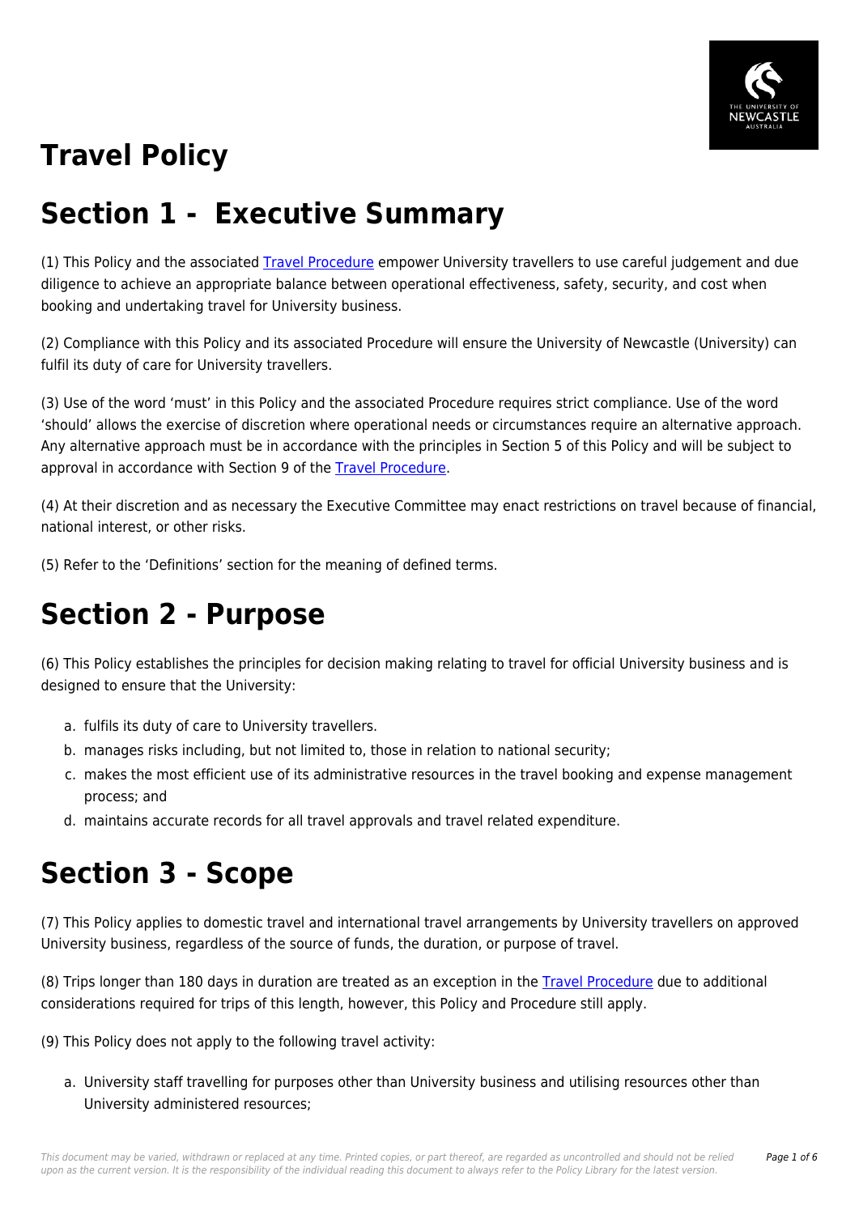# Travel Policy

# Section 1 - Executive Summary

(1) This Policy and the associated Travel Procedure empower University travellers to use careful judgement and due diligence to achieve an appropriate balance between operational effectiveness, safety, security, and cost when booking and undertaking travel for University business.

(2) Compliance with this Policy and its associated Procedure will ensure the University of Newcastle (University) can fulfil its duty of care for University travellers.

(3) Use of the word 'must' in this Policy and the associated Procedure requires strict compliance. Use of the word 'should' allows the exercise of discretion where operational needs or circumstances require an alternative approach. Any alternative approach must be in accordance with the principles in Section 5 of this Policy and will be subject to approval in accordance with Section 9 of the Travel Procedure.

(4) At their discretion and as necessary the Executive Committee may enact restrictions on travel because of financial, national interest, or other risks.

(5) Refer to the 'Definitions' section for the meaning of defined terms.

# Section 2 - Purpose

(6) This Policy establishes the principles for decision making relating to travel for official University business and is designed to ensure that the University:

a. fulfils its duty of care to University travellers.
b. manages risks including, but not limited to, those in relation to national security;
c. makes the most efficient use of its administrative resources in the travel booking and expense management process; and
d. maintains accurate records for all travel approvals and travel related expenditure.

# Section 3 - Scope

(7) This Policy applies to domestic travel and international travel arrangements by University travellers on approved University business, regardless of the source of funds, the duration, or purpose of travel.

(8) Trips longer than 180 days in duration are treated as an exception in the Travel Procedure due to additional considerations required for trips of this length, however, this Policy and Procedure still apply.

(9) This Policy does not apply to the following travel activity:

a. University staff travelling for purposes other than University business and utilising resources other than University administered resources;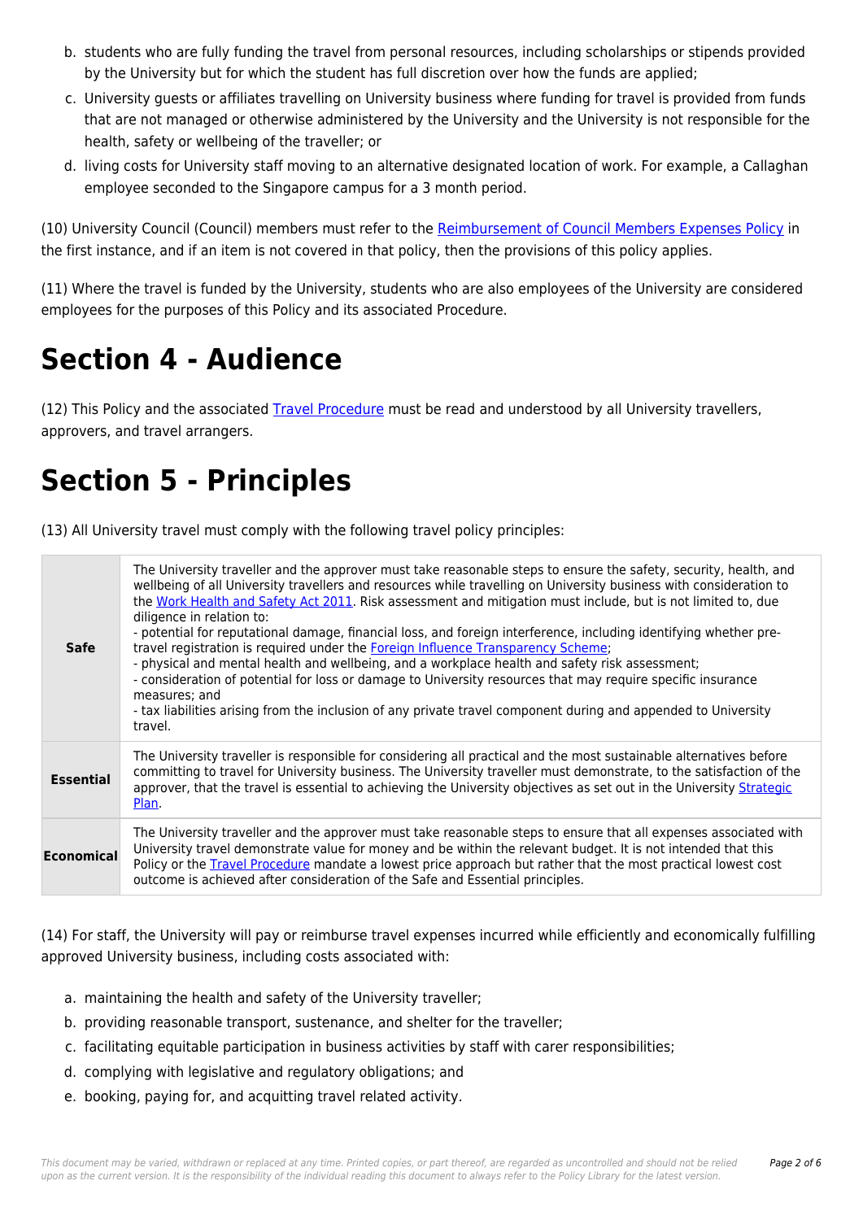b. students who are fully funding the travel from personal resources, including scholarships or stipends provided by the University but for which the student has full discretion over how the funds are applied;
c. University guests or affiliates travelling on University business where funding for travel is provided from funds that are not managed or otherwise administered by the University and the University is not responsible for the health, safety or wellbeing of the traveller; or
d. living costs for University staff moving to an alternative designated location of work. For example, a Callaghan employee seconded to the Singapore campus for a 3 month period.

(10) University Council (Council) members must refer to the Reimbursement of Council Members Expenses Policy in the first instance, and if an item is not covered in that policy, then the provisions of this policy applies.

(11) Where the travel is funded by the University, students who are also employees of the University are considered employees for the purposes of this Policy and its associated Procedure.

# Section 4 - Audience

(12) This Policy and the associated Travel Procedure must be read and understood by all University travellers, approvers, and travel arrangers.

# Section 5 - Principles

(13) All University travel must comply with the following travel policy principles:

| | |
|---|---|
| **Safe** | The University traveller and the approver must take reasonable steps to ensure the safety, security, health, and wellbeing of all University travellers and resources while travelling on University business with consideration to the Work Health and Safety Act 2011. Risk assessment and mitigation must include, but is not limited to, due diligence in relation to:<br>- potential for reputational damage, financial loss, and foreign interference, including identifying whether pre-travel registration is required under the Foreign Influence Transparency Scheme;<br>- physical and mental health and wellbeing, and a workplace health and safety risk assessment;<br>- consideration of potential for loss or damage to University resources that may require specific insurance measures; and<br>- tax liabilities arising from the inclusion of any private travel component during and appended to University travel. |
| **Essential** | The University traveller is responsible for considering all practical and the most sustainable alternatives before committing to travel for University business. The University traveller must demonstrate, to the satisfaction of the approver, that the travel is essential to achieving the University objectives as set out in the University Strategic Plan. |
| **Economical** | The University traveller and the approver must take reasonable steps to ensure that all expenses associated with University travel demonstrate value for money and be within the relevant budget. It is not intended that this Policy or the Travel Procedure mandate a lowest price approach but rather that the most practical lowest cost outcome is achieved after consideration of the Safe and Essential principles. |

(14) For staff, the University will pay or reimburse travel expenses incurred while efficiently and economically fulfilling approved University business, including costs associated with:

a. maintaining the health and safety of the University traveller;
b. providing reasonable transport, sustenance, and shelter for the traveller;
c. facilitating equitable participation in business activities by staff with carer responsibilities;
d. complying with legislative and regulatory obligations; and
e. booking, paying for, and acquitting travel related activity.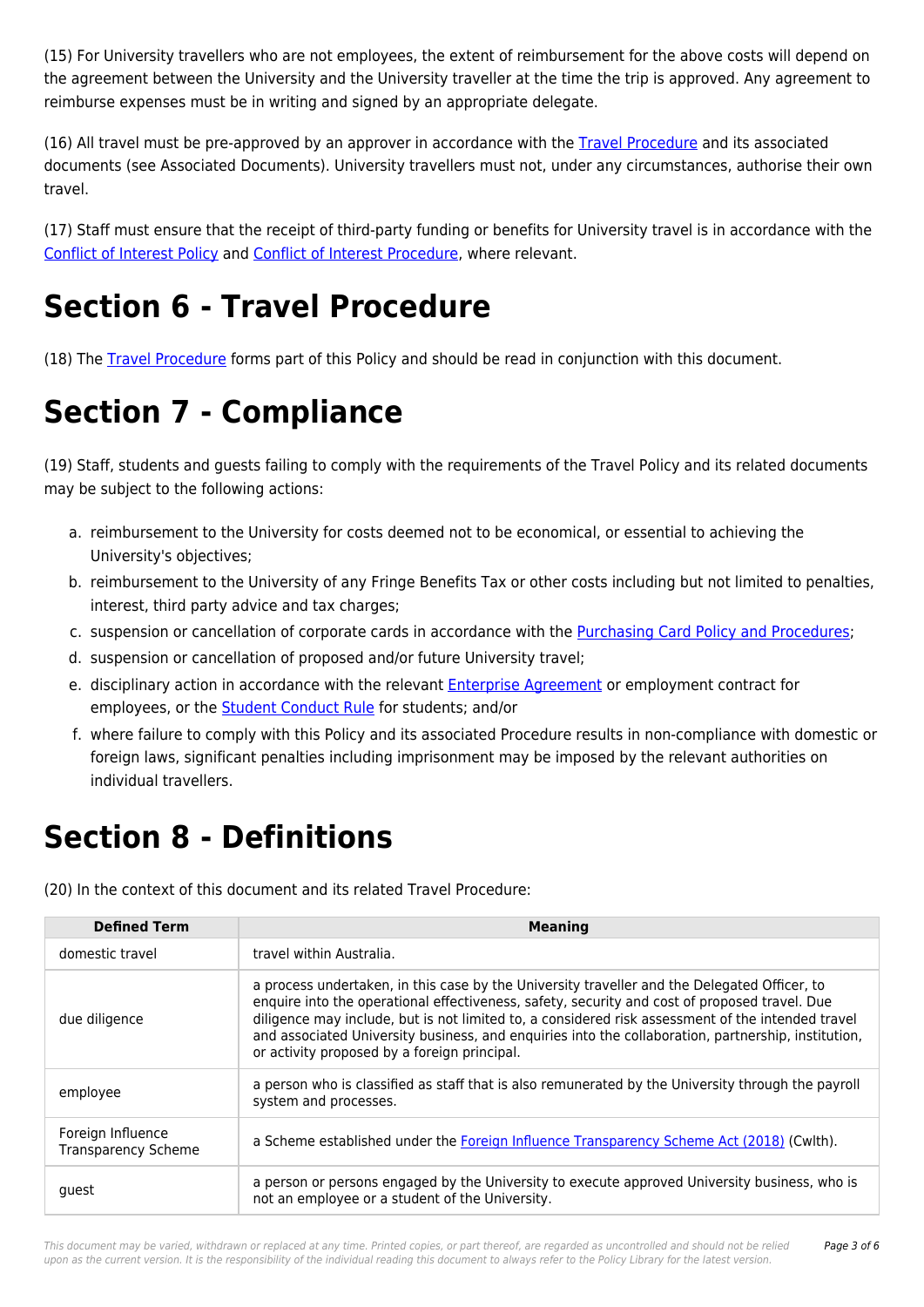(15) For University travellers who are not employees, the extent of reimbursement for the above costs will depend on the agreement between the University and the University traveller at the time the trip is approved. Any agreement to reimburse expenses must be in writing and signed by an appropriate delegate.

(16) All travel must be pre-approved by an approver in accordance with the Travel Procedure and its associated documents (see Associated Documents). University travellers must not, under any circumstances, authorise their own travel.

(17) Staff must ensure that the receipt of third-party funding or benefits for University travel is in accordance with the Conflict of Interest Policy and Conflict of Interest Procedure, where relevant.

# Section 6 - Travel Procedure

(18) The Travel Procedure forms part of this Policy and should be read in conjunction with this document.

# Section 7 - Compliance

(19) Staff, students and guests failing to comply with the requirements of the Travel Policy and its related documents may be subject to the following actions:

a. reimbursement to the University for costs deemed not to be economical, or essential to achieving the University's objectives;
b. reimbursement to the University of any Fringe Benefits Tax or other costs including but not limited to penalties, interest, third party advice and tax charges;
c. suspension or cancellation of corporate cards in accordance with the Purchasing Card Policy and Procedures;
d. suspension or cancellation of proposed and/or future University travel;
e. disciplinary action in accordance with the relevant Enterprise Agreement or employment contract for employees, or the Student Conduct Rule for students; and/or
f. where failure to comply with this Policy and its associated Procedure results in non-compliance with domestic or foreign laws, significant penalties including imprisonment may be imposed by the relevant authorities on individual travellers.

# Section 8 - Definitions

(20) In the context of this document and its related Travel Procedure:

| Defined Term | Meaning |
|---|---|
| domestic travel | travel within Australia. |
| due diligence | a process undertaken, in this case by the University traveller and the Delegated Officer, to enquire into the operational effectiveness, safety, security and cost of proposed travel. Due diligence may include, but is not limited to, a considered risk assessment of the intended travel and associated University business, and enquiries into the collaboration, partnership, institution, or activity proposed by a foreign principal. |
| employee | a person who is classified as staff that is also remunerated by the University through the payroll system and processes. |
| Foreign Influence Transparency Scheme | a Scheme established under the Foreign Influence Transparency Scheme Act (2018) (Cwlth). |
| guest | a person or persons engaged by the University to execute approved University business, who is not an employee or a student of the University. |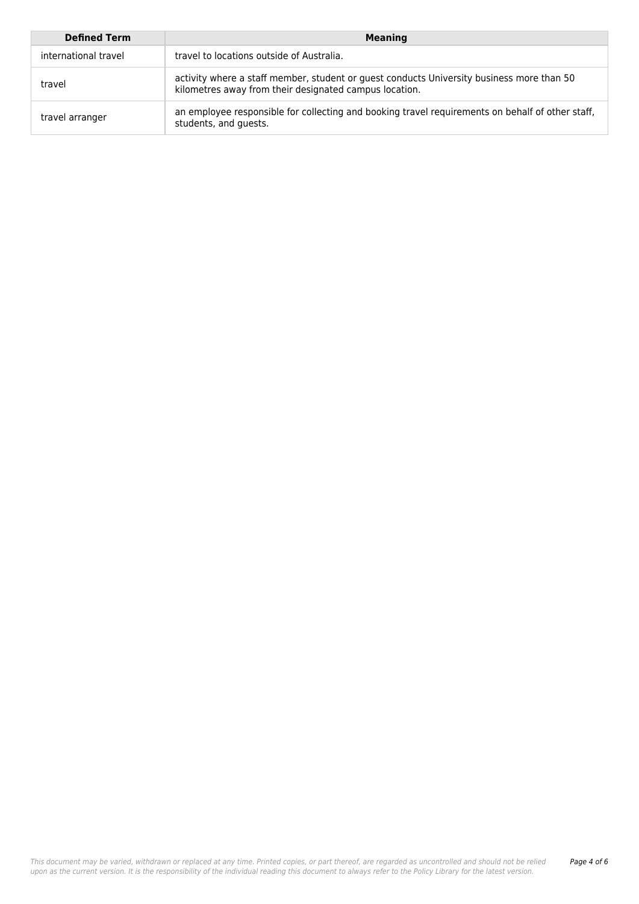| Defined Term | Meaning |
|---|---|
| international travel | travel to locations outside of Australia. |
| travel | activity where a staff member, student or guest conducts University business more than 50 kilometres away from their designated campus location. |
| travel arranger | an employee responsible for collecting and booking travel requirements on behalf of other staff, students, and guests. |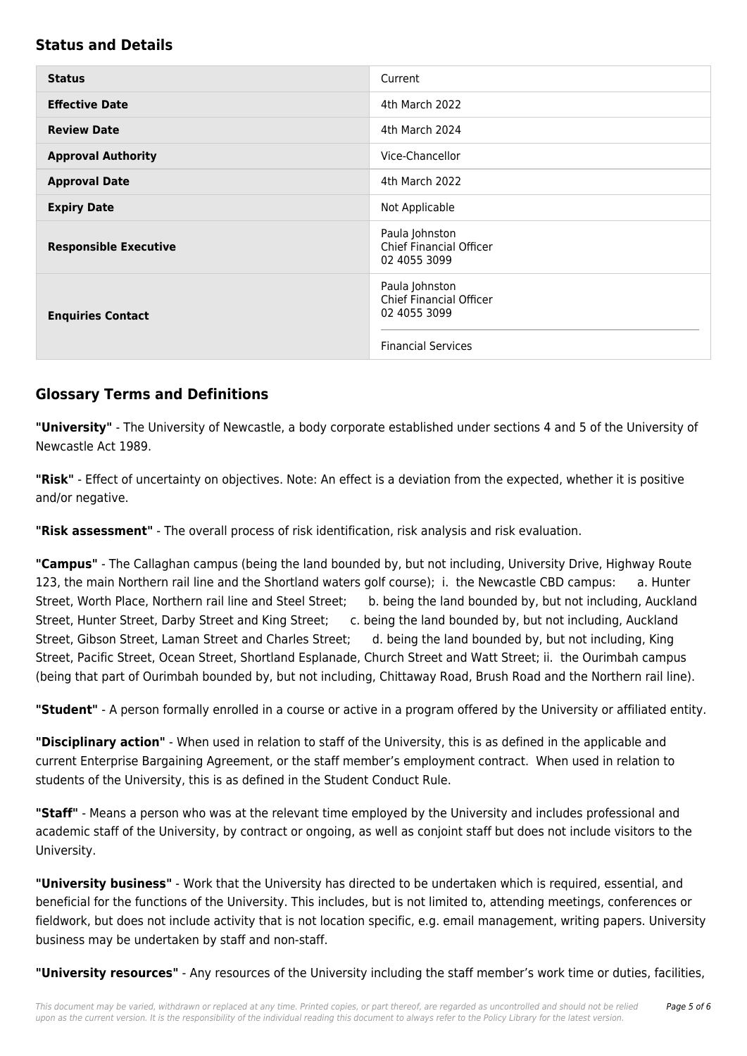## Status and Details

| Status | Current |
|---|---|
| Effective Date | 4th March 2022 |
| Review Date | 4th March 2024 |
| Approval Authority | Vice-Chancellor |
| Approval Date | 4th March 2022 |
| Expiry Date | Not Applicable |
| Responsible Executive | Paula Johnston<br>Chief Financial Officer<br>02 4055 3099 |
| Enquiries Contact | Paula Johnston<br>Chief Financial Officer<br>02 4055 3099<br><br>Financial Services |

## Glossary Terms and Definitions

**"University"** - The University of Newcastle, a body corporate established under sections 4 and 5 of the University of Newcastle Act 1989.

**"Risk"** - Effect of uncertainty on objectives. Note: An effect is a deviation from the expected, whether it is positive and/or negative.

**"Risk assessment"** - The overall process of risk identification, risk analysis and risk evaluation.

**"Campus"** - The Callaghan campus (being the land bounded by, but not including, University Drive, Highway Route 123, the main Northern rail line and the Shortland waters golf course); i. the Newcastle CBD campus: a. Hunter Street, Worth Place, Northern rail line and Steel Street; b. being the land bounded by, but not including, Auckland Street, Hunter Street, Darby Street and King Street; c. being the land bounded by, but not including, Auckland Street, Gibson Street, Laman Street and Charles Street; d. being the land bounded by, but not including, King Street, Pacific Street, Ocean Street, Shortland Esplanade, Church Street and Watt Street; ii. the Ourimbah campus (being that part of Ourimbah bounded by, but not including, Chittaway Road, Brush Road and the Northern rail line).

**"Student"** - A person formally enrolled in a course or active in a program offered by the University or affiliated entity.

**"Disciplinary action"** - When used in relation to staff of the University, this is as defined in the applicable and current Enterprise Bargaining Agreement, or the staff member's employment contract. When used in relation to students of the University, this is as defined in the Student Conduct Rule.

**"Staff"** - Means a person who was at the relevant time employed by the University and includes professional and academic staff of the University, by contract or ongoing, as well as conjoint staff but does not include visitors to the University.

**"University business"** - Work that the University has directed to be undertaken which is required, essential, and beneficial for the functions of the University. This includes, but is not limited to, attending meetings, conferences or fieldwork, but does not include activity that is not location specific, e.g. email management, writing papers. University business may be undertaken by staff and non-staff.

**"University resources"** - Any resources of the University including the staff member's work time or duties, facilities,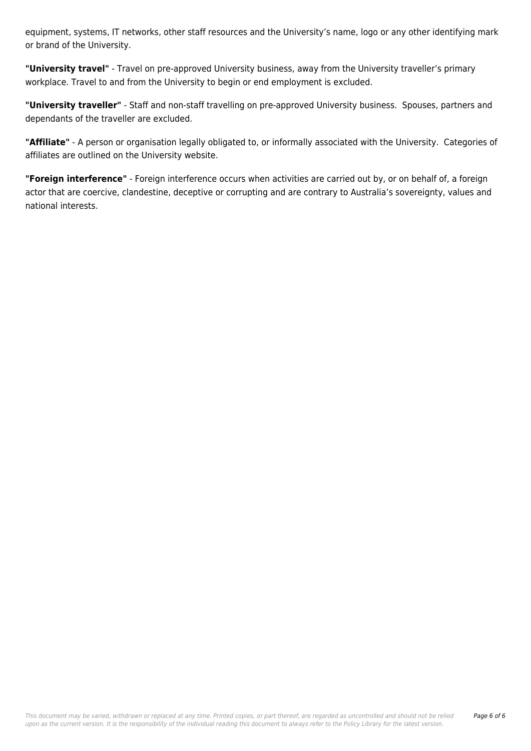equipment, systems, IT networks, other staff resources and the University's name, logo or any other identifying mark or brand of the University.

**"University travel"** - Travel on pre-approved University business, away from the University traveller's primary workplace. Travel to and from the University to begin or end employment is excluded.

**"University traveller"** - Staff and non-staff travelling on pre-approved University business. Spouses, partners and dependants of the traveller are excluded.

**"Affiliate"** - A person or organisation legally obligated to, or informally associated with the University. Categories of affiliates are outlined on the University website.

**"Foreign interference"** - Foreign interference occurs when activities are carried out by, or on behalf of, a foreign actor that are coercive, clandestine, deceptive or corrupting and are contrary to Australia's sovereignty, values and national interests.